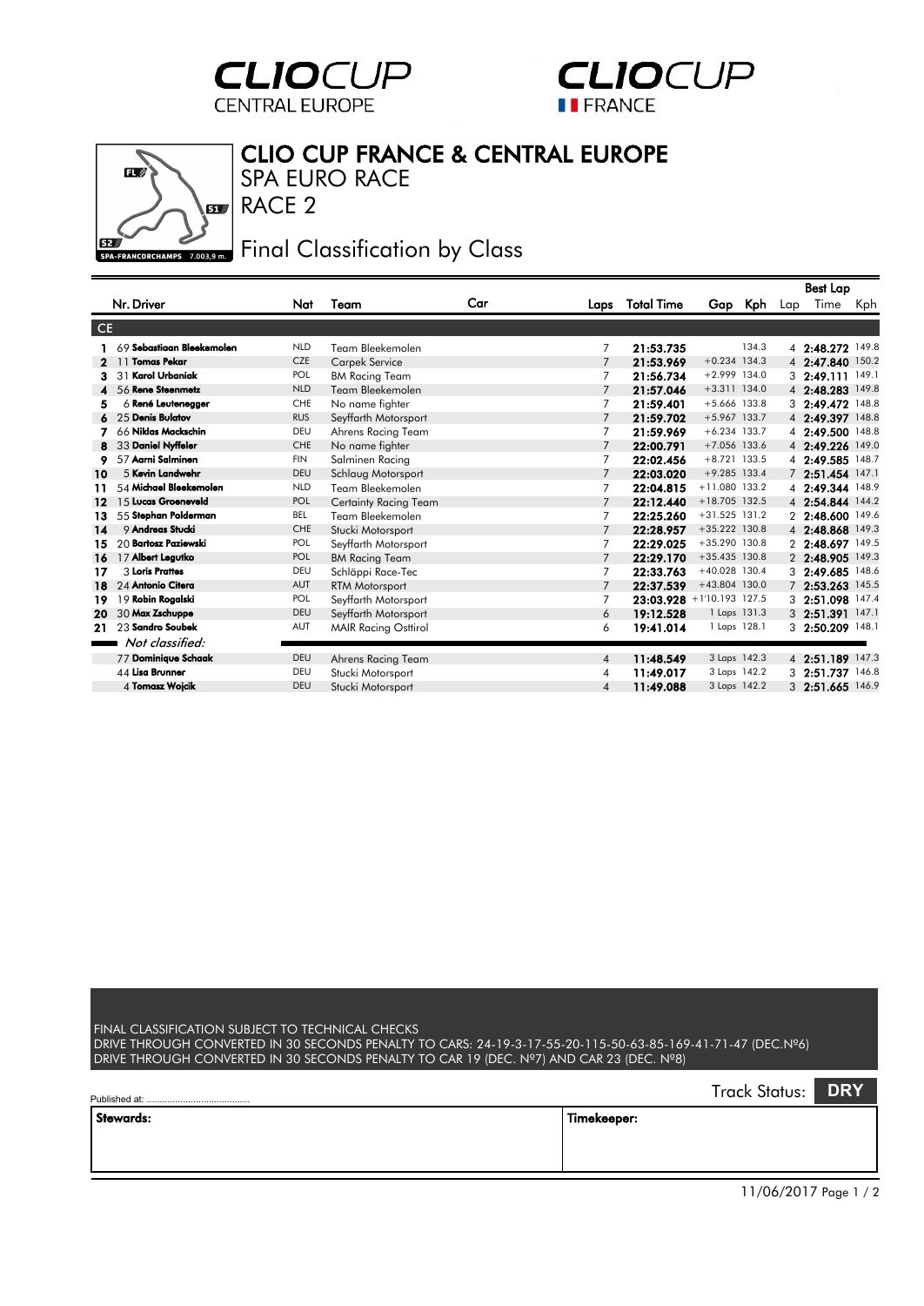# CLIO CUP FRANCE & CENTRAL EUROPE

SPA EURO RACE

RACE 2

## Final Classification by Class

| | Nr. | Driver | Nat | Team | Car | Laps | Total Time | Gap | Kph | Best Lap Lap | Best Lap Time | Best Lap Kph |
|---|---|---|---|---|---|---|---|---|---|---|---|---|
| **CE** | | | | | | | | | | | | |
| 1 | 69 | **Sebastiaan Bleekemolen** | NLD | Team Bleekemolen | | 7 | **21:53.735** | | 134.3 | 4 | **2:48.272** | 149.8 |
| 2 | 11 | **Tomas Pekar** | CZE | Carpek Service | | 7 | **21:53.969** | +0.234 | 134.3 | 4 | **2:47.840** | 150.2 |
| 3 | 31 | **Karol Urbaniak** | POL | BM Racing Team | | 7 | **21:56.734** | +2.999 | 134.0 | 3 | **2:49.111** | 149.1 |
| 4 | 56 | **Rene Steenmetz** | NLD | Team Bleekemolen | | 7 | **21:57.046** | +3.311 | 134.0 | 4 | **2:48.283** | 149.8 |
| 5 | 6 | **René Leutenegger** | CHE | No name fighter | | 7 | **21:59.401** | +5.666 | 133.8 | 3 | **2:49.472** | 148.8 |
| 6 | 25 | **Denis Bulatov** | RUS | Seyffarth Motorsport | | 7 | **21:59.702** | +5.967 | 133.7 | 4 | **2:49.397** | 148.8 |
| 7 | 66 | **Niklas Mackschin** | DEU | Ahrens Racing Team | | 7 | **21:59.969** | +6.234 | 133.7 | 4 | **2:49.500** | 148.8 |
| 8 | 33 | **Daniel Nyffeler** | CHE | No name fighter | | 7 | **22:00.791** | +7.056 | 133.6 | 4 | **2:49.226** | 149.0 |
| 9 | 57 | **Aarni Salminen** | FIN | Salminen Racing | | 7 | **22:02.456** | +8.721 | 133.5 | 4 | **2:49.585** | 148.7 |
| 10 | 5 | **Kevin Landwehr** | DEU | Schlaug Motorsport | | 7 | **22:03.020** | +9.285 | 133.4 | 7 | **2:51.454** | 147.1 |
| 11 | 54 | **Michael Bleekemolen** | NLD | Team Bleekemolen | | 7 | **22:04.815** | +11.080 | 133.2 | 4 | **2:49.344** | 148.9 |
| 12 | 15 | **Lucas Groeneveld** | POL | Certainty Racing Team | | 7 | **22:12.440** | +18.705 | 132.5 | 4 | **2:54.844** | 144.2 |
| 13 | 55 | **Stephan Polderman** | BEL | Team Bleekemolen | | 7 | **22:25.260** | +31.525 | 131.2 | 2 | **2:48.600** | 149.6 |
| 14 | 9 | **Andreas Stucki** | CHE | Stucki Motorsport | | 7 | **22:28.957** | +35.222 | 130.8 | 4 | **2:48.868** | 149.3 |
| 15 | 20 | **Bartosz Paziewski** | POL | Seyffarth Motorsport | | 7 | **22:29.025** | +35.290 | 130.8 | 2 | **2:48.697** | 149.5 |
| 16 | 17 | **Albert Legutko** | POL | BM Racing Team | | 7 | **22:29.170** | +35.435 | 130.8 | 2 | **2:48.905** | 149.3 |
| 17 | 3 | **Loris Prattes** | DEU | Schläppi Race-Tec | | 7 | **22:33.763** | +40.028 | 130.4 | 3 | **2:49.685** | 148.6 |
| 18 | 24 | **Antonio Citera** | AUT | RTM Motorsport | | 7 | **22:37.539** | +43.804 | 130.0 | 7 | **2:53.263** | 145.5 |
| 19 | 19 | **Robin Rogalski** | POL | Seyffarth Motorsport | | 7 | **23:03.928** | +1'10.193 | 127.5 | 3 | **2:51.098** | 147.4 |
| 20 | 30 | **Max Zschuppe** | DEU | Seyffarth Motorsport | | 6 | **19:12.528** | 1 Laps | 131.3 | 3 | **2:51.391** | 147.1 |
| 21 | 23 | **Sandro Soubek** | AUT | MAIR Racing Osttirol | | 6 | **19:41.014** | 1 Laps | 128.1 | 3 | **2:50.209** | 148.1 |
| | | *Not classified:* | | | | | | | | | | |
| | 77 | **Dominique Schaak** | DEU | Ahrens Racing Team | | 4 | **11:48.549** | 3 Laps | 142.3 | 4 | **2:51.189** | 147.3 |
| | 44 | **Lisa Brunner** | DEU | Stucki Motorsport | | 4 | **11:49.017** | 3 Laps | 142.2 | 3 | **2:51.737** | 146.8 |
| | 4 | **Tomasz Wojcik** | DEU | Stucki Motorsport | | 4 | **11:49.088** | 3 Laps | 142.2 | 3 | **2:51.665** | 146.9 |

FINAL CLASSIFICATION SUBJECT TO TECHNICAL CHECKS
DRIVE THROUGH CONVERTED IN 30 SECONDS PENALTY TO CARS: 24-19-3-17-55-20-115-50-63-85-169-41-71-47 (DEC.Nº6)
DRIVE THROUGH CONVERTED IN 30 SECONDS PENALTY TO CAR 19 (DEC. Nº7) AND CAR 23 (DEC. Nº8)

Published at: ........................................

Track Status: **DRY**

| Stewards: | Timekeeper: |
|---|---|
| | |

11/06/2017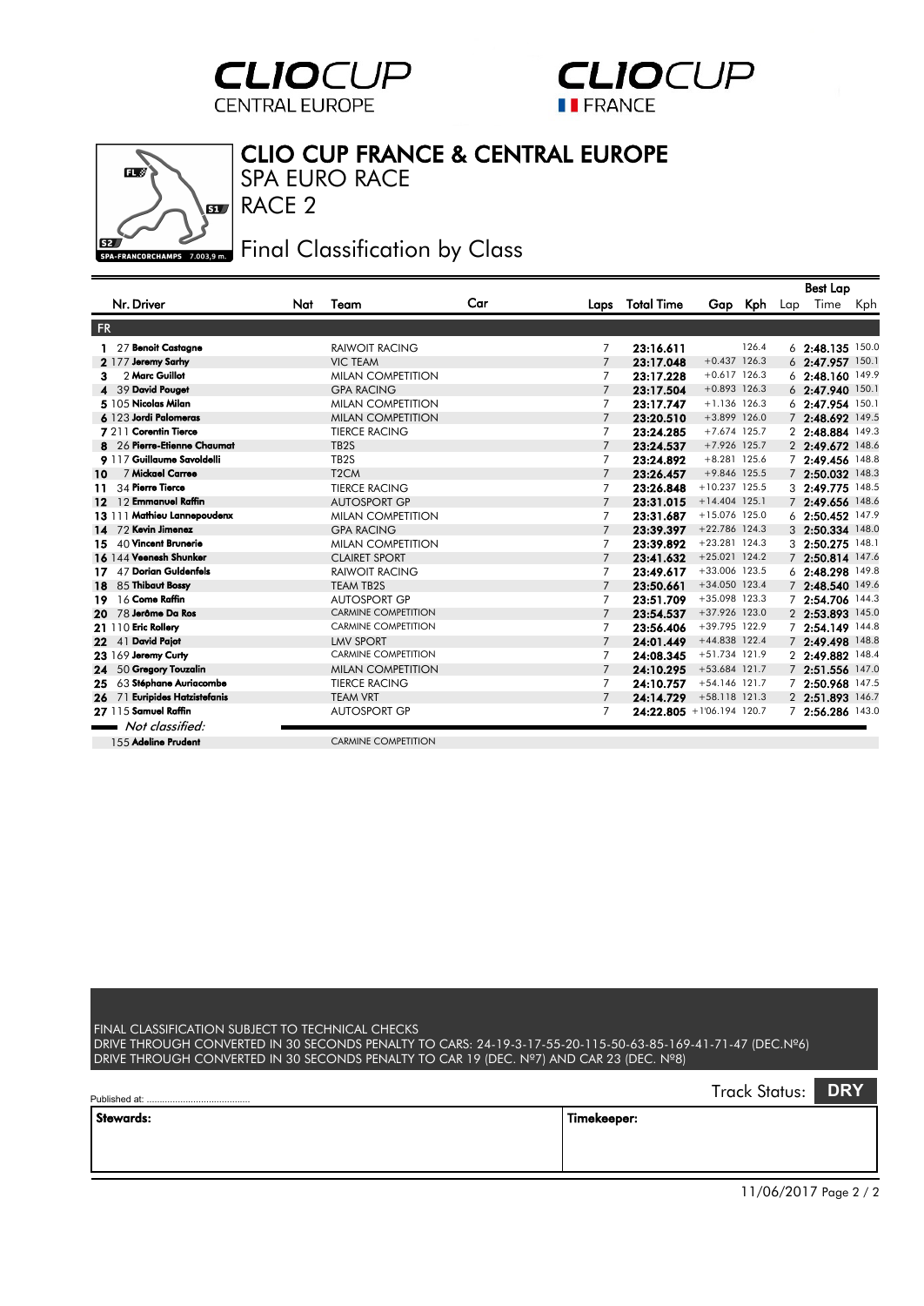CLIOCUP CENTRAL EUROPE

CLIOCUP FRANCE

# CLIO CUP FRANCE & CENTRAL EUROPE

SPA EURO RACE

RACE 2

SPA-FRANCORCHAMPS 7.003,9 m.

## Final Classification by Class

| | Nr. | Driver | Nat | Team | Car | Laps | Total Time | Gap | Kph | Best Lap Lap | Best Lap Time | Best Lap Kph |
|---|---|---|---|---|---|---|---|---|---|---|---|---|
| **FR** | | | | | | | | | | | | |
| 1 | 27 | Benoit Castagne | | RAIWOIT RACING | | 7 | 23:16.611 | | 126.4 | 6 | 2:48.135 | 150.0 |
| 2 | 177 | Jeremy Sarhy | | VIC TEAM | | 7 | 23:17.048 | +0.437 | 126.3 | 6 | 2:47.957 | 150.1 |
| 3 | 2 | Marc Guillot | | MILAN COMPETITION | | 7 | 23:17.228 | +0.617 | 126.3 | 6 | 2:48.160 | 149.9 |
| 4 | 39 | David Pouget | | GPA RACING | | 7 | 23:17.504 | +0.893 | 126.3 | 6 | 2:47.940 | 150.1 |
| 5 | 105 | Nicolas Milan | | MILAN COMPETITION | | 7 | 23:17.747 | +1.136 | 126.3 | 6 | 2:47.954 | 150.1 |
| 6 | 123 | Jordi Palomeras | | MILAN COMPETITION | | 7 | 23:20.510 | +3.899 | 126.0 | 7 | 2:48.692 | 149.5 |
| 7 | 211 | Corentin Tierce | | TIERCE RACING | | 7 | 23:24.285 | +7.674 | 125.7 | 2 | 2:48.884 | 149.3 |
| 8 | 26 | Pierre-Etienne Chaumat | | TB2S | | 7 | 23:24.537 | +7.926 | 125.7 | 2 | 2:49.672 | 148.6 |
| 9 | 117 | Guillaume Savoldelli | | TB2S | | 7 | 23:24.892 | +8.281 | 125.6 | 7 | 2:49.456 | 148.8 |
| 10 | 7 | Mickael Carree | | T2CM | | 7 | 23:26.457 | +9.846 | 125.5 | 7 | 2:50.032 | 148.3 |
| 11 | 34 | Pierre Tierce | | TIERCE RACING | | 7 | 23:26.848 | +10.237 | 125.5 | 3 | 2:49.775 | 148.5 |
| 12 | 12 | Emmanuel Raffin | | AUTOSPORT GP | | 7 | 23:31.015 | +14.404 | 125.1 | 7 | 2:49.656 | 148.6 |
| 13 | 111 | Mathieu Lannepoudenx | | MILAN COMPETITION | | 7 | 23:31.687 | +15.076 | 125.0 | 6 | 2:50.452 | 147.9 |
| 14 | 72 | Kevin Jimenez | | GPA RACING | | 7 | 23:39.397 | +22.786 | 124.3 | 3 | 2:50.334 | 148.0 |
| 15 | 40 | Vincent Brunerie | | MILAN COMPETITION | | 7 | 23:39.892 | +23.281 | 124.3 | 3 | 2:50.275 | 148.1 |
| 16 | 144 | Veenesh Shunker | | CLAIRET SPORT | | 7 | 23:41.632 | +25.021 | 124.2 | 7 | 2:50.814 | 147.6 |
| 17 | 47 | Dorian Guldenfels | | RAIWOIT RACING | | 7 | 23:49.617 | +33.006 | 123.5 | 6 | 2:48.298 | 149.8 |
| 18 | 85 | Thibaut Bossy | | TEAM TB2S | | 7 | 23:50.661 | +34.050 | 123.4 | 7 | 2:48.540 | 149.6 |
| 19 | 16 | Come Raffin | | AUTOSPORT GP | | 7 | 23:51.709 | +35.098 | 123.3 | 7 | 2:54.706 | 144.3 |
| 20 | 78 | Jerôme Da Ros | | CARMINE COMPETITION | | 7 | 23:54.537 | +37.926 | 123.0 | 2 | 2:53.893 | 145.0 |
| 21 | 110 | Eric Rollery | | CARMINE COMPETITION | | 7 | 23:56.406 | +39.795 | 122.9 | 7 | 2:54.149 | 144.8 |
| 22 | 41 | David Pajot | | LMV SPORT | | 7 | 24:01.449 | +44.838 | 122.4 | 7 | 2:49.498 | 148.8 |
| 23 | 169 | Jeremy Curty | | CARMINE COMPETITION | | 7 | 24:08.345 | +51.734 | 121.9 | 2 | 2:49.882 | 148.4 |
| 24 | 50 | Gregory Touzalin | | MILAN COMPETITION | | 7 | 24:10.295 | +53.684 | 121.7 | 7 | 2:51.556 | 147.0 |
| 25 | 63 | Stéphane Auriacombe | | TIERCE RACING | | 7 | 24:10.757 | +54.146 | 121.7 | 7 | 2:50.968 | 147.5 |
| 26 | 71 | Euripides Hatzistefanis | | TEAM VRT | | 7 | 24:14.729 | +58.118 | 121.3 | 2 | 2:51.893 | 146.7 |
| 27 | 115 | Samuel Raffin | | AUTOSPORT GP | | 7 | 24:22.805 | +1'06.194 | 120.7 | 7 | 2:56.286 | 143.0 |
| *Not classified:* | | | | | | | | | | | | |
| | 155 | Adeline Prudent | | CARMINE COMPETITION | | | | | | | | |

FINAL CLASSIFICATION SUBJECT TO TECHNICAL CHECKS

DRIVE THROUGH CONVERTED IN 30 SECONDS PENALTY TO CARS: 24-19-3-17-55-20-115-50-63-85-169-41-71-47 (DEC.Nº6)

DRIVE THROUGH CONVERTED IN 30 SECONDS PENALTY TO CAR 19 (DEC. Nº7) AND CAR 23 (DEC. Nº8)

Published at: ........................................

Track Status: **DRY**

| Stewards: | Timekeeper: |
|---|---|
| | |

11/06/2017